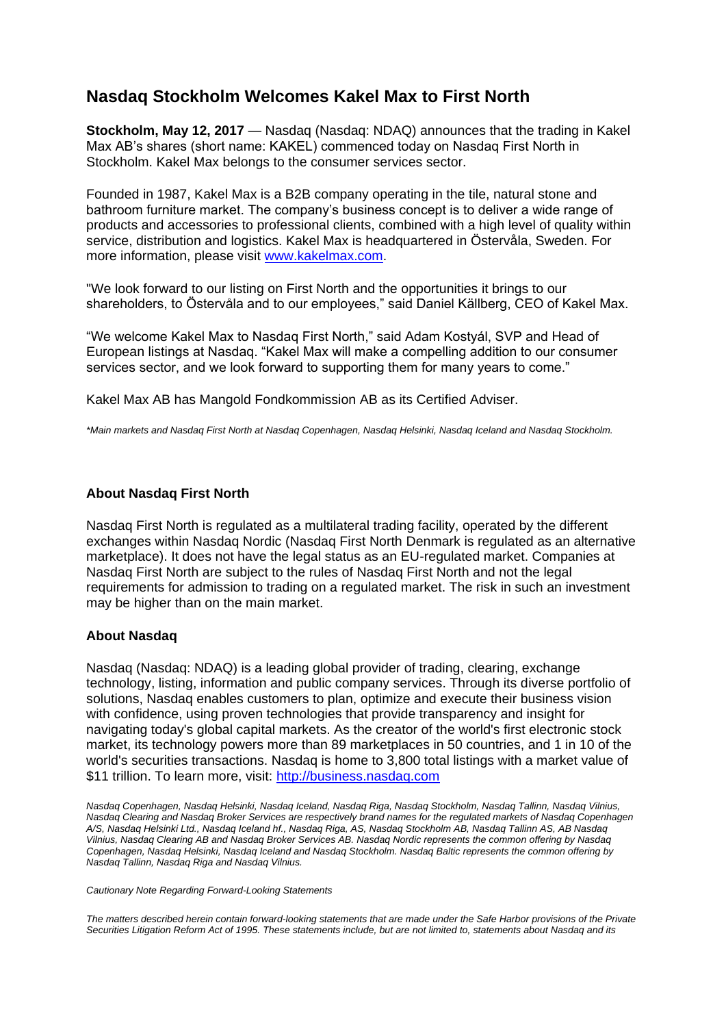# Nasdaq Stockholm Welcomes Kakel Max to First North

**Stockholm, May 12, 2017** — Nasdaq (Nasdaq: NDAQ) announces that the trading in Kakel Max AB's shares (short name: KAKEL) commenced today on Nasdaq First North in Stockholm. Kakel Max belongs to the consumer services sector.

Founded in 1987, Kakel Max is a B2B company operating in the tile, natural stone and bathroom furniture market. The company's business concept is to deliver a wide range of products and accessories to professional clients, combined with a high level of quality within service, distribution and logistics. Kakel Max is headquartered in Östervåla, Sweden. For more information, please visit [www.kakelmax.com](www.kakelmax.com).

"We look forward to our listing on First North and the opportunities it brings to our shareholders, to Östervåla and to our employees," said Daniel Källberg, CEO of Kakel Max.

"We welcome Kakel Max to Nasdaq First North," said Adam Kostyál, SVP and Head of European listings at Nasdaq. "Kakel Max will make a compelling addition to our consumer services sector, and we look forward to supporting them for many years to come."

Kakel Max AB has Mangold Fondkommission AB as its Certified Adviser.

*\*Main markets and Nasdaq First North at Nasdaq Copenhagen, Nasdaq Helsinki, Nasdaq Iceland and Nasdaq Stockholm.*

### About Nasdaq First North

Nasdaq First North is regulated as a multilateral trading facility, operated by the different exchanges within Nasdaq Nordic (Nasdaq First North Denmark is regulated as an alternative marketplace). It does not have the legal status as an EU-regulated market. Companies at Nasdaq First North are subject to the rules of Nasdaq First North and not the legal requirements for admission to trading on a regulated market. The risk in such an investment may be higher than on the main market.

### About Nasdaq

Nasdaq (Nasdaq: NDAQ) is a leading global provider of trading, clearing, exchange technology, listing, information and public company services. Through its diverse portfolio of solutions, Nasdaq enables customers to plan, optimize and execute their business vision with confidence, using proven technologies that provide transparency and insight for navigating today's global capital markets. As the creator of the world's first electronic stock market, its technology powers more than 89 marketplaces in 50 countries, and 1 in 10 of the world's securities transactions. Nasdaq is home to 3,800 total listings with a market value of $11 trillion. To learn more, visit: [http://business.nasdaq.com](http://business.nasdaq.com)

*Nasdaq Copenhagen, Nasdaq Helsinki, Nasdaq Iceland, Nasdaq Riga, Nasdaq Stockholm, Nasdaq Tallinn, Nasdaq Vilnius, Nasdaq Clearing and Nasdaq Broker Services are respectively brand names for the regulated markets of Nasdaq Copenhagen A/S, Nasdaq Helsinki Ltd., Nasdaq Iceland hf., Nasdaq Riga, AS, Nasdaq Stockholm AB, Nasdaq Tallinn AS, AB Nasdaq Vilnius, Nasdaq Clearing AB and Nasdaq Broker Services AB. Nasdaq Nordic represents the common offering by Nasdaq Copenhagen, Nasdaq Helsinki, Nasdaq Iceland and Nasdaq Stockholm. Nasdaq Baltic represents the common offering by Nasdaq Tallinn, Nasdaq Riga and Nasdaq Vilnius.*

*Cautionary Note Regarding Forward-Looking Statements*

*The matters described herein contain forward-looking statements that are made under the Safe Harbor provisions of the Private Securities Litigation Reform Act of 1995. These statements include, but are not limited to, statements about Nasdaq and its*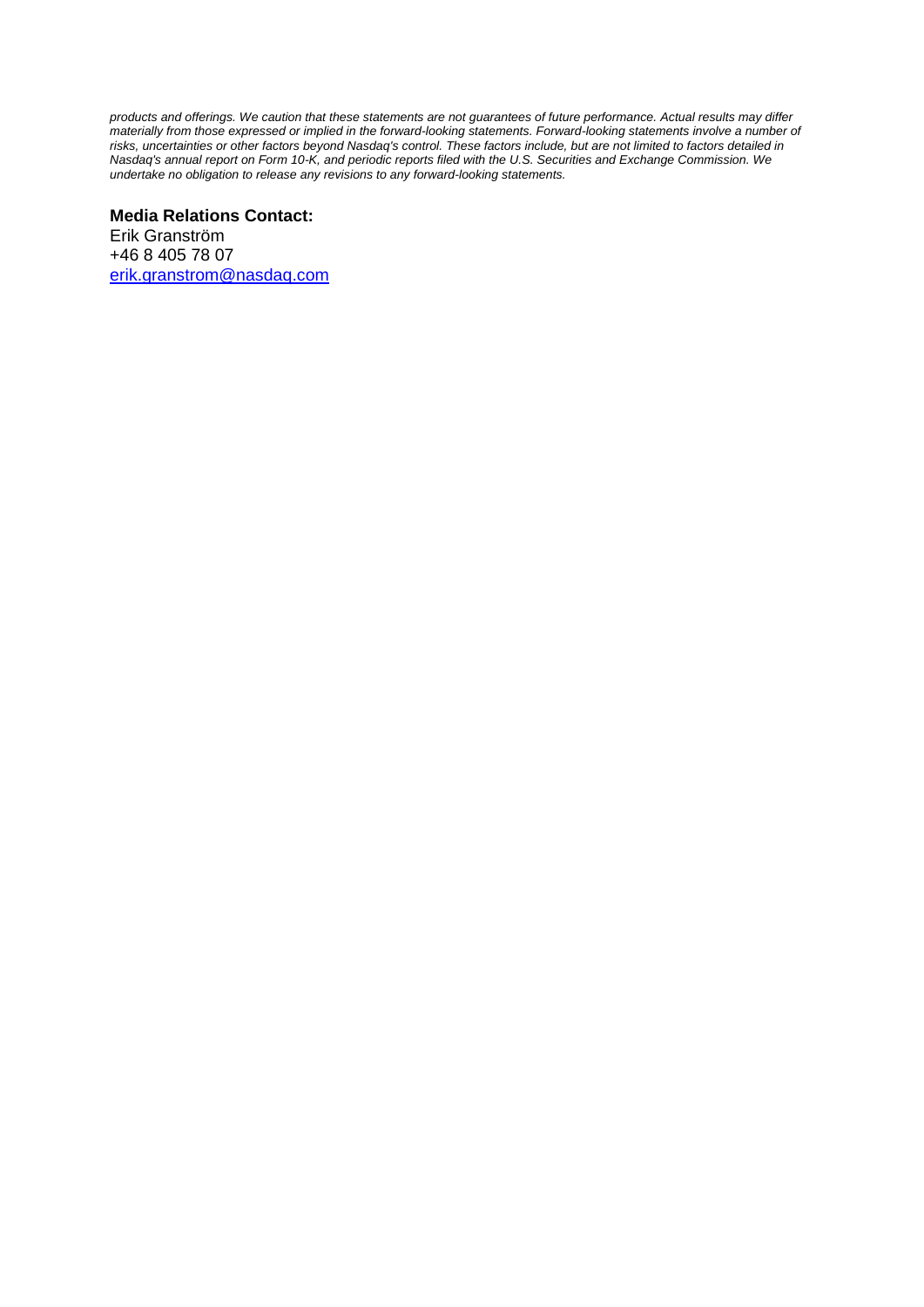*products and offerings. We caution that these statements are not guarantees of future performance. Actual results may differ materially from those expressed or implied in the forward-looking statements. Forward-looking statements involve a number of risks, uncertainties or other factors beyond Nasdaq's control. These factors include, but are not limited to factors detailed in Nasdaq's annual report on Form 10-K, and periodic reports filed with the U.S. Securities and Exchange Commission. We undertake no obligation to release any revisions to any forward-looking statements.*

**Media Relations Contact:**
Erik Granström
+46 8 405 78 07
erik.granstrom@nasdaq.com